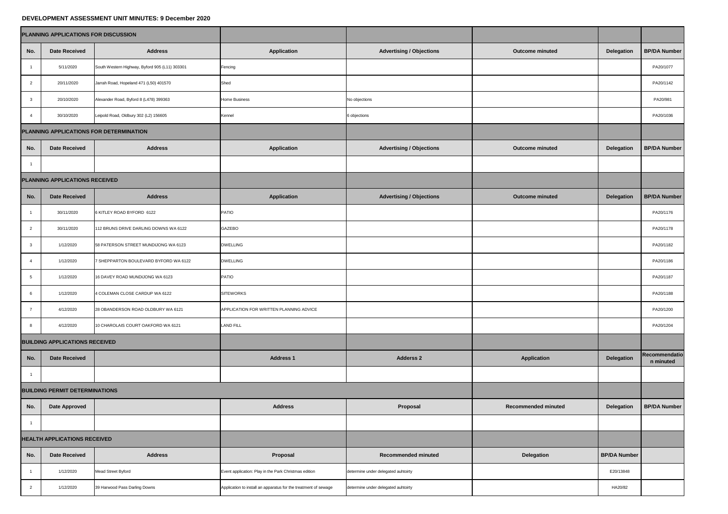**DEVELOPMENT ASSESSMENT UNIT MINUTES: 9 December 2020**

| **PLANNING APPLICATIONS FOR DISCUSSION** | | | | | | | |
|---|---|---|---|---|---|---|---|
| **No.** | **Date Received** | **Address** | **Application** | **Advertising / Objections** | **Outcome minuted** | **Delegation** | **BP/DA Number** |
| 1 | 5/11/2020 | South Western Highway, Byford 905 (L11) 303301 | Fencing | | | | PA20/1077 |
| 2 | 20/11/2020 | Jarrah Road, Hopeland 471 (L50) 401570 | Shed | | | | PA20/1142 |
| 3 | 20/10/2020 | Alexander Road, Byford 8 (L478) 399363 | Home Business | No objections | | | PA20/981 |
| 4 | 30/10/2020 | Leipold Road, Oldbury 302 (L2) 156605 | Kennel | 6 objections | | | PA20/1036 |
| **PLANNING APPLICATIONS FOR DETERMINATION** | | | | | | | |
| **No.** | **Date Received** | **Address** | **Application** | **Advertising / Objections** | **Outcome minuted** | **Delegation** | **BP/DA Number** |
| 1 | | | | | | | |
| **PLANNING APPLICATIONS RECEIVED** | | | | | | | |
| **No.** | **Date Received** | **Address** | **Application** | **Advertising / Objections** | **Outcome minuted** | **Delegation** | **BP/DA Number** |
| 1 | 30/11/2020 | 6 KITLEY ROAD BYFORD 6122 | PATIO | | | | PA20/1176 |
| 2 | 30/11/2020 | 112 BRUNS DRIVE DARLING DOWNS WA 6122 | GAZEBO | | | | PA20/1178 |
| 3 | 1/12/2020 | 58 PATERSON STREET MUNDIJONG WA 6123 | DWELLING | | | | PA20/1182 |
| 4 | 1/12/2020 | 7 SHEPPARTON BOULEVARD BYFORD WA 6122 | DWELLING | | | | PA20/1186 |
| 5 | 1/12/2020 | 16 DAVEY ROAD MUNDIJONG WA 6123 | PATIO | | | | PA20/1187 |
| 6 | 1/12/2020 | 4 COLEMAN CLOSE CARDUP WA 6122 | SITEWORKS | | | | PA20/1188 |
| 7 | 4/12/2020 | 28 OBANDERSON ROAD OLDBURY WA 6121 | APPLICATION FOR WRITTEN PLANNING ADVICE | | | | PA20/1200 |
| 8 | 4/12/2020 | 10 CHAROLAIS COURT OAKFORD WA 6121 | LAND FILL | | | | PA20/1204 |
| **BUILDING APPLICATIONS RECEIVED** | | | | | | | |
| **No.** | **Date Received** | | **Address 1** | **Adderss 2** | **Application** | **Delegation** | **Recommendation minuted** |
| 1 | | | | | | | |
| **BUILDING PERMIT DETERMINATIONS** | | | | | | | |
| **No.** | **Date Approved** | | **Address** | **Proposal** | **Recommended minuted** | **Delegation** | **BP/DA Number** |
| 1 | | | | | | | |
| **HEALTH APPLICATIONS RECEIVED** | | | | | | | |
| **No.** | **Date Received** | **Address** | **Proposal** | **Recommended minuted** | **Delegation** | **BP/DA Number** | |
| 1 | 1/12/2020 | Mead Street Byford | Event application: Play in the Park Christmas edition | determine under delegated auhtoirty | | E20/13848 | |
| 2 | 1/12/2020 | 39 Harwood Pass Darling Downs | Application to install an apparatus for the treatment of sewage | determine under delegated auhtoirty | | HA20/82 | |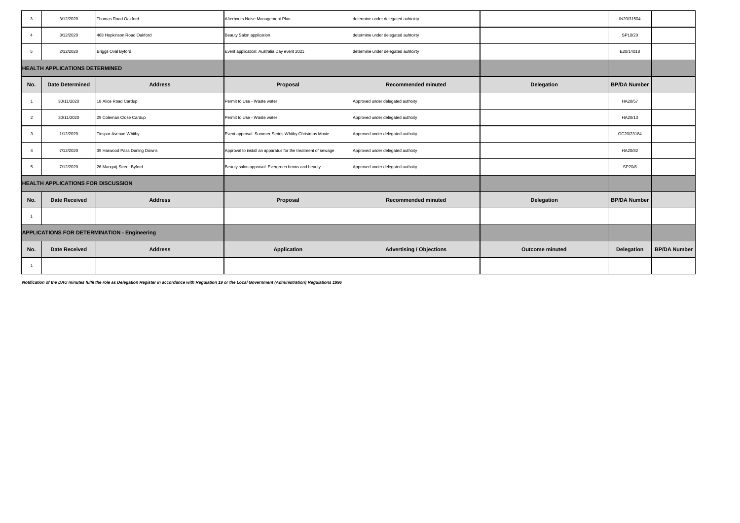| | | | | | | | |
|---|---|---|---|---|---|---|---|
| 3 | 3/12/2020 | Thomas Road Oakford | Afterhours Noise Management Plan | determine under delegated auhtoirty | | IN20/31504 | |
| 4 | 3/12/2020 | 468 Hopkinson Road Oakford | Beauty Salon application | determine under delegated auhtoirty | | SP10/20 | |
| 5 | 2/12/2020 | Briggs Oval Byford | Event application: Australia Day event 2021 | determine under delegated auhtoirty | | E20/14018 | |
| **HEALTH APPLICATIONS DETERMINED** | | | | | | | |
| **No.** | **Date Determined** | **Address** | **Proposal** | **Recommended minuted** | **Delegation** | **BP/DA Number** | |
| 1 | 30/11/2020 | 18 Alice Road Cardup | Permit to Use - Waste water | Approved under delegated authoity | | HA20/57 | |
| 2 | 30/11/2020 | 29 Coleman Close Cardup | Permit to Use - Waste water | Approved under delegated authoity | | HA20/13 | |
| 3 | 1/12/2020 | Tinspar Avenue Whitby | Event approval: Summer Series Whitby Christmas Movie | Approved under delegated authoity | | OC20/23184 | |
| 4 | 7/12/2020 | 39 Harwood Pass Darling Downs | Approval to install an apparatus for the treatment of sewage | Approved under delegated authoity | | HA20/82 | |
| 5 | 7/12/2020 | 26 Mangatj Street Byford | Beauty salon approval: Evergreen brows and beauty | Approved under delegated authoity | | SP20/8 | |
| **HEALTH APPLICATIONS FOR DISCUSSION** | | | | | | | |
| **No.** | **Date Received** | **Address** | **Proposal** | **Recommended minuted** | **Delegation** | **BP/DA Number** | |
| 1 | | | | | | | |
| **APPLICATIONS FOR DETERMINATION - Engineering** | | | | | | | |
| **No.** | **Date Received** | **Address** | **Application** | **Advertising / Objections** | **Outcome minuted** | **Delegation** | **BP/DA Number** |
| 1 | | | | | | | |

***Notification of the DAU minutes fulfil the role as Delegation Register in accordance with Regulation 19 or the Local Government (Administration) Regulations 1996***